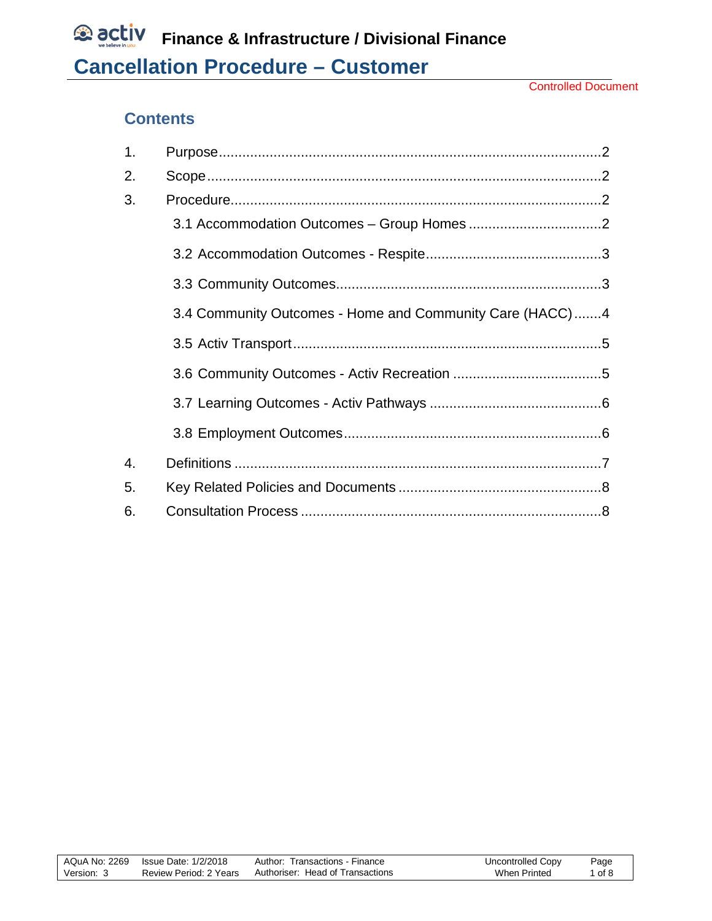# Finance & Infrastructure / Divisional Finance

# Cancellation Procedure – Customer

Controlled Document

## Contents

1. Purpose ........ 2
2. Scope ........ 2
3. Procedure ........ 2
   - 3.1 Accommodation Outcomes – Group Homes ........ 2
   - 3.2 Accommodation Outcomes - Respite ........ 3
   - 3.3 Community Outcomes ........ 3
   - 3.4 Community Outcomes - Home and Community Care (HACC) ........ 4
   - 3.5 Activ Transport ........ 5
   - 3.6 Community Outcomes - Activ Recreation ........ 5
   - 3.7 Learning Outcomes - Activ Pathways ........ 6
   - 3.8 Employment Outcomes ........ 6
4. Definitions ........ 7
5. Key Related Policies and Documents ........ 8
6. Consultation Process ........ 8

| AQuA No: 2269 | Issue Date: 1/2/2018 | Author: Transactions - Finance | Uncontrolled Copy |
|---|---|---|---|
| Version: 3 | Review Period: 2 Years | Authoriser: Head of Transactions | When Printed |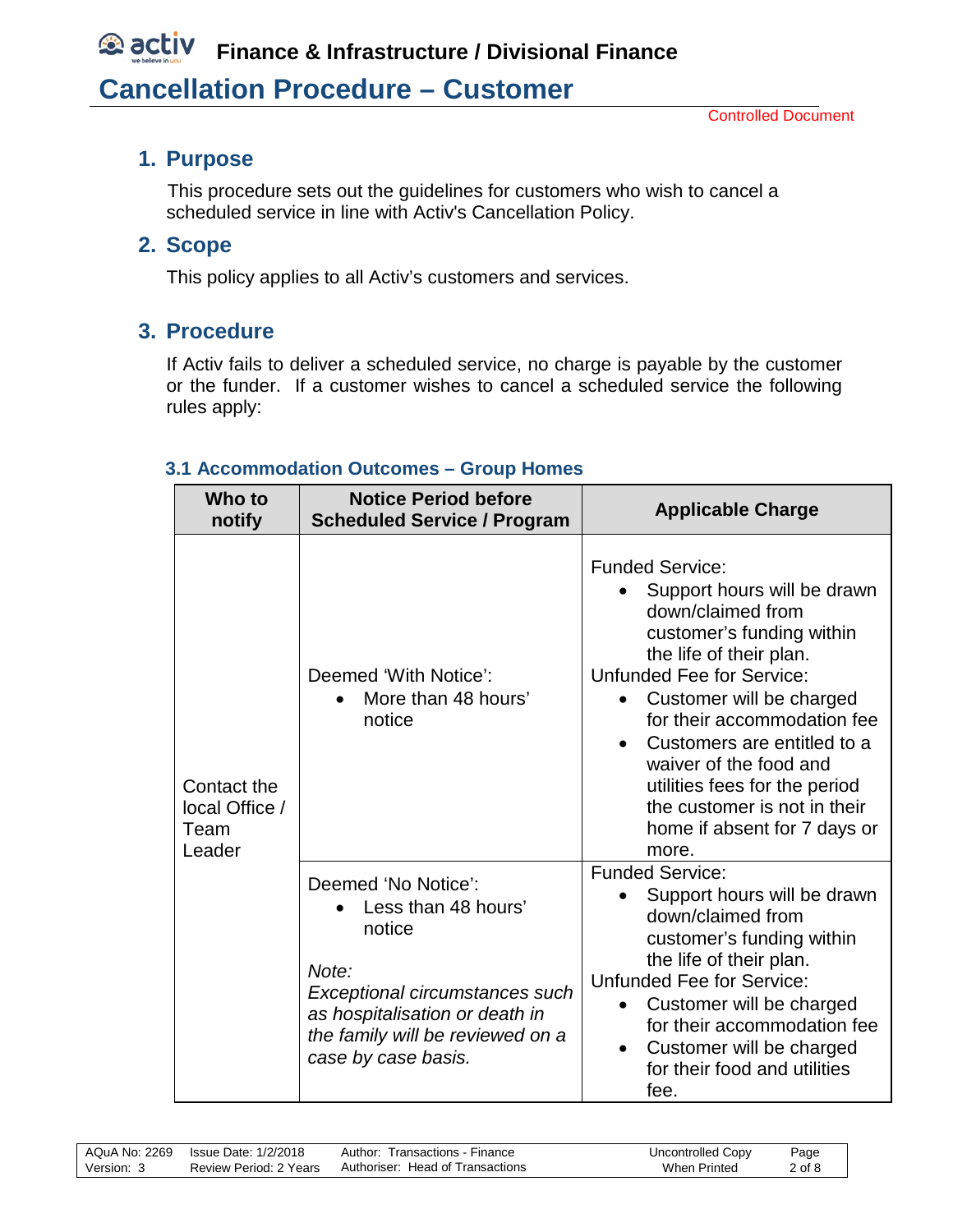# Cancellation Procedure – Customer

Controlled Document

## 1. Purpose

This procedure sets out the guidelines for customers who wish to cancel a scheduled service in line with Activ's Cancellation Policy.

## 2. Scope

This policy applies to all Activ's customers and services.

## 3. Procedure

If Activ fails to deliver a scheduled service, no charge is payable by the customer or the funder. If a customer wishes to cancel a scheduled service the following rules apply:

### 3.1 Accommodation Outcomes – Group Homes

| Who to notify | Notice Period before Scheduled Service / Program | Applicable Charge |
|---|---|---|
| Contact the local Office / Team Leader | Deemed 'With Notice':<br>• More than 48 hours' notice | Funded Service:<br>• Support hours will be drawn down/claimed from customer's funding within the life of their plan.<br>Unfunded Fee for Service:<br>• Customer will be charged for their accommodation fee<br>• Customers are entitled to a waiver of the food and utilities fees for the period the customer is not in their home if absent for 7 days or more. |
| | Deemed 'No Notice':<br>• Less than 48 hours' notice<br><br>*Note:*<br>*Exceptional circumstances such as hospitalisation or death in the family will be reviewed on a case by case basis.* | Funded Service:<br>• Support hours will be drawn down/claimed from customer's funding within the life of their plan.<br>Unfunded Fee for Service:<br>• Customer will be charged for their accommodation fee<br>• Customer will be charged for their food and utilities fee. |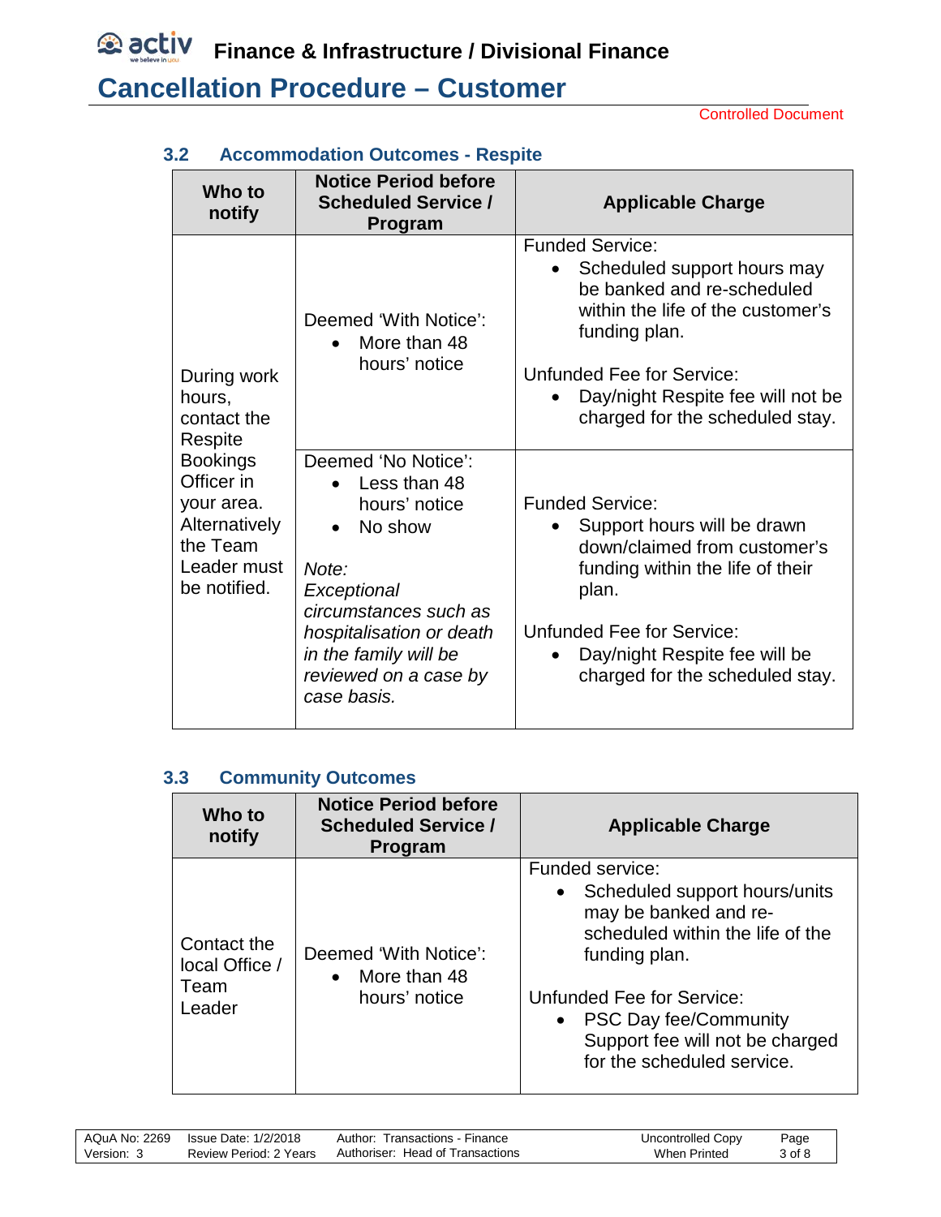### 3.2 Accommodation Outcomes - Respite

| Who to notify | Notice Period before Scheduled Service / Program | Applicable Charge |
|---|---|---|
| During work hours, contact the Respite Bookings Officer in your area. Alternatively the Team Leader must be notified. | Deemed 'With Notice':<br>• More than 48 hours' notice | Funded Service:<br>• Scheduled support hours may be banked and re-scheduled within the life of the customer's funding plan.<br><br>Unfunded Fee for Service:<br>• Day/night Respite fee will not be charged for the scheduled stay. |
| | Deemed 'No Notice':<br>• Less than 48 hours' notice<br>• No show<br><br>*Note: Exceptional circumstances such as hospitalisation or death in the family will be reviewed on a case by case basis.* | Funded Service:<br>• Support hours will be drawn down/claimed from customer's funding within the life of their plan.<br><br>Unfunded Fee for Service:<br>• Day/night Respite fee will be charged for the scheduled stay. |

### 3.3 Community Outcomes

| Who to notify | Notice Period before Scheduled Service / Program | Applicable Charge |
|---|---|---|
| Contact the local Office / Team Leader | Deemed 'With Notice':<br>• More than 48 hours' notice | Funded service:<br>• Scheduled support hours/units may be banked and re-scheduled within the life of the funding plan.<br><br>Unfunded Fee for Service:<br>• PSC Day fee/Community Support fee will not be charged for the scheduled service. |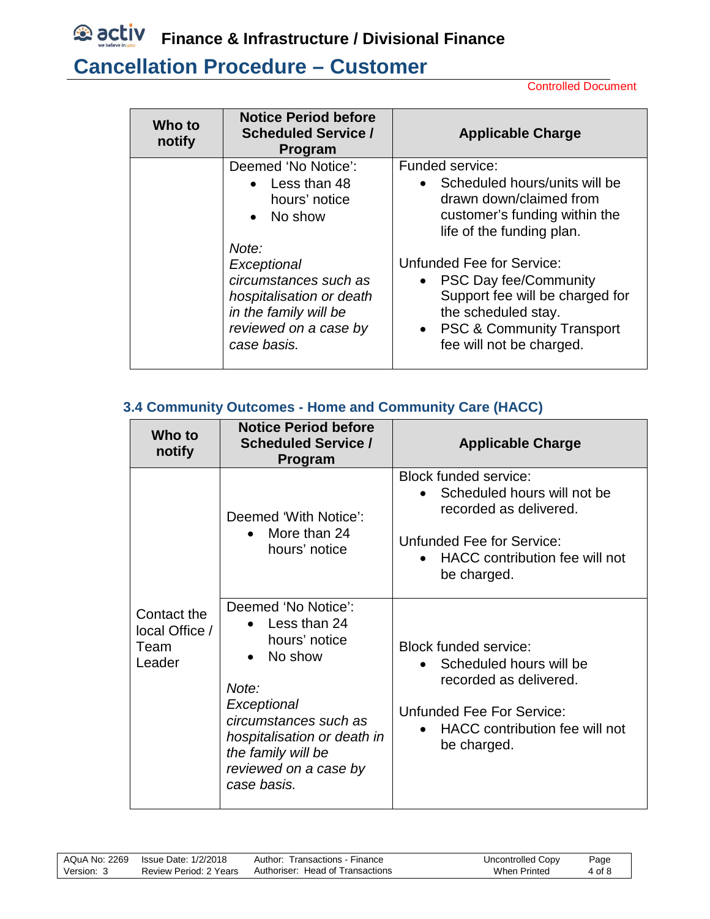| Who to notify | Notice Period before Scheduled Service / Program | Applicable Charge |
|---|---|---|
| | Deemed 'No Notice':<br>• Less than 48 hours' notice<br>• No show<br><br>*Note: Exceptional circumstances such as hospitalisation or death in the family will be reviewed on a case by case basis.* | Funded service:<br>• Scheduled hours/units will be drawn down/claimed from customer's funding within the life of the funding plan.<br><br>Unfunded Fee for Service:<br>• PSC Day fee/Community Support fee will be charged for the scheduled stay.<br>• PSC & Community Transport fee will not be charged. |

### 3.4 Community Outcomes - Home and Community Care (HACC)

| Who to notify | Notice Period before Scheduled Service / Program | Applicable Charge |
|---|---|---|
| Contact the local Office / Team Leader | Deemed 'With Notice':<br>• More than 24 hours' notice | Block funded service:<br>• Scheduled hours will not be recorded as delivered.<br><br>Unfunded Fee for Service:<br>• HACC contribution fee will not be charged. |
| | Deemed 'No Notice':<br>• Less than 24 hours' notice<br>• No show<br><br>*Note: Exceptional circumstances such as hospitalisation or death in the family will be reviewed on a case by case basis.* | Block funded service:<br>• Scheduled hours will be recorded as delivered.<br><br>Unfunded Fee For Service:<br>• HACC contribution fee will not be charged. |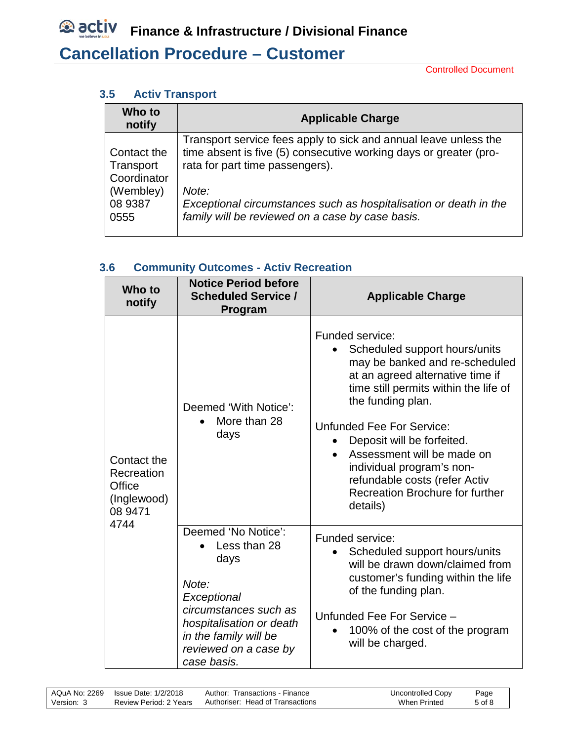### 3.5 Activ Transport

| Who to notify | Applicable Charge |
|---|---|
| Contact the Transport Coordinator (Wembley) 08 9387 0555 | Transport service fees apply to sick and annual leave unless the time absent is five (5) consecutive working days or greater (pro-rata for part time passengers).<br><br>*Note:*<br>*Exceptional circumstances such as hospitalisation or death in the family will be reviewed on a case by case basis.* |

### 3.6 Community Outcomes - Activ Recreation

| Who to notify | Notice Period before Scheduled Service / Program | Applicable Charge |
|---|---|---|
| Contact the Recreation Office (Inglewood) 08 9471 4744 | Deemed 'With Notice':<br>• More than 28 days | Funded service:<br>• Scheduled support hours/units may be banked and re-scheduled at an agreed alternative time if time still permits within the life of the funding plan.<br><br>Unfunded Fee For Service:<br>• Deposit will be forfeited.<br>• Assessment will be made on individual program's non-refundable costs (refer Activ Recreation Brochure for further details) |
| | Deemed 'No Notice':<br>• Less than 28 days<br><br>*Note:*<br>*Exceptional circumstances such as hospitalisation or death in the family will be reviewed on a case by case basis.* | Funded service:<br>• Scheduled support hours/units will be drawn down/claimed from customer's funding within the life of the funding plan.<br><br>Unfunded Fee For Service –<br>• 100% of the cost of the program will be charged. |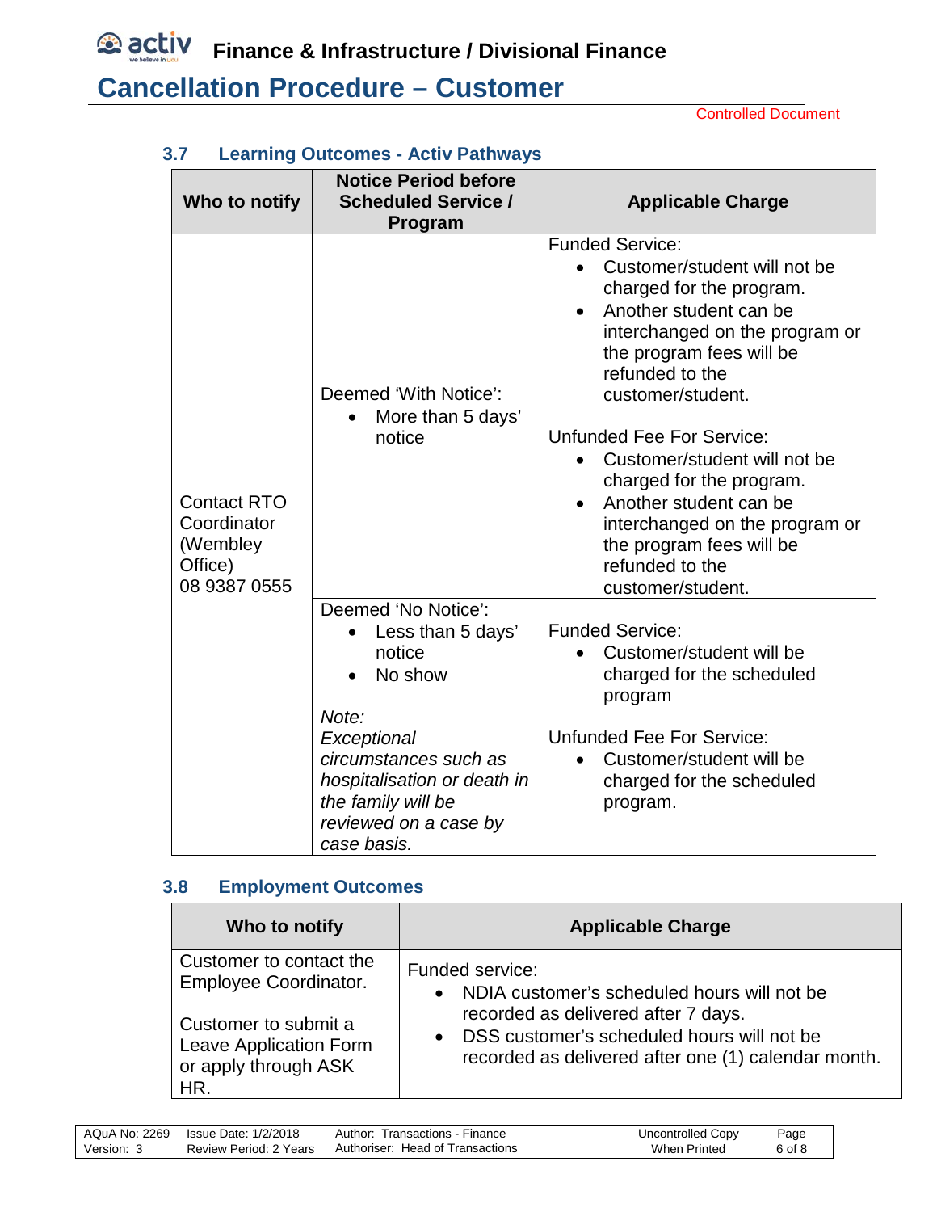### 3.7 Learning Outcomes - Activ Pathways

| Who to notify | Notice Period before Scheduled Service / Program | Applicable Charge |
|---|---|---|
| Contact RTO Coordinator (Wembley Office) 08 9387 0555 | Deemed 'With Notice':<br>• More than 5 days' notice | Funded Service:<br>• Customer/student will not be charged for the program.<br>• Another student can be interchanged on the program or the program fees will be refunded to the customer/student.<br><br>Unfunded Fee For Service:<br>• Customer/student will not be charged for the program.<br>• Another student can be interchanged on the program or the program fees will be refunded to the customer/student. |
| | Deemed 'No Notice':<br>• Less than 5 days' notice<br>• No show<br><br>*Note:*<br>*Exceptional circumstances such as hospitalisation or death in the family will be reviewed on a case by case basis.* | Funded Service:<br>• Customer/student will be charged for the scheduled program<br><br>Unfunded Fee For Service:<br>• Customer/student will be charged for the scheduled program. |

### 3.8 Employment Outcomes

| Who to notify | Applicable Charge |
|---|---|
| Customer to contact the Employee Coordinator.<br><br>Customer to submit a Leave Application Form or apply through ASK HR. | Funded service:<br>• NDIA customer's scheduled hours will not be recorded as delivered after 7 days.<br>• DSS customer's scheduled hours will not be recorded as delivered after one (1) calendar month. |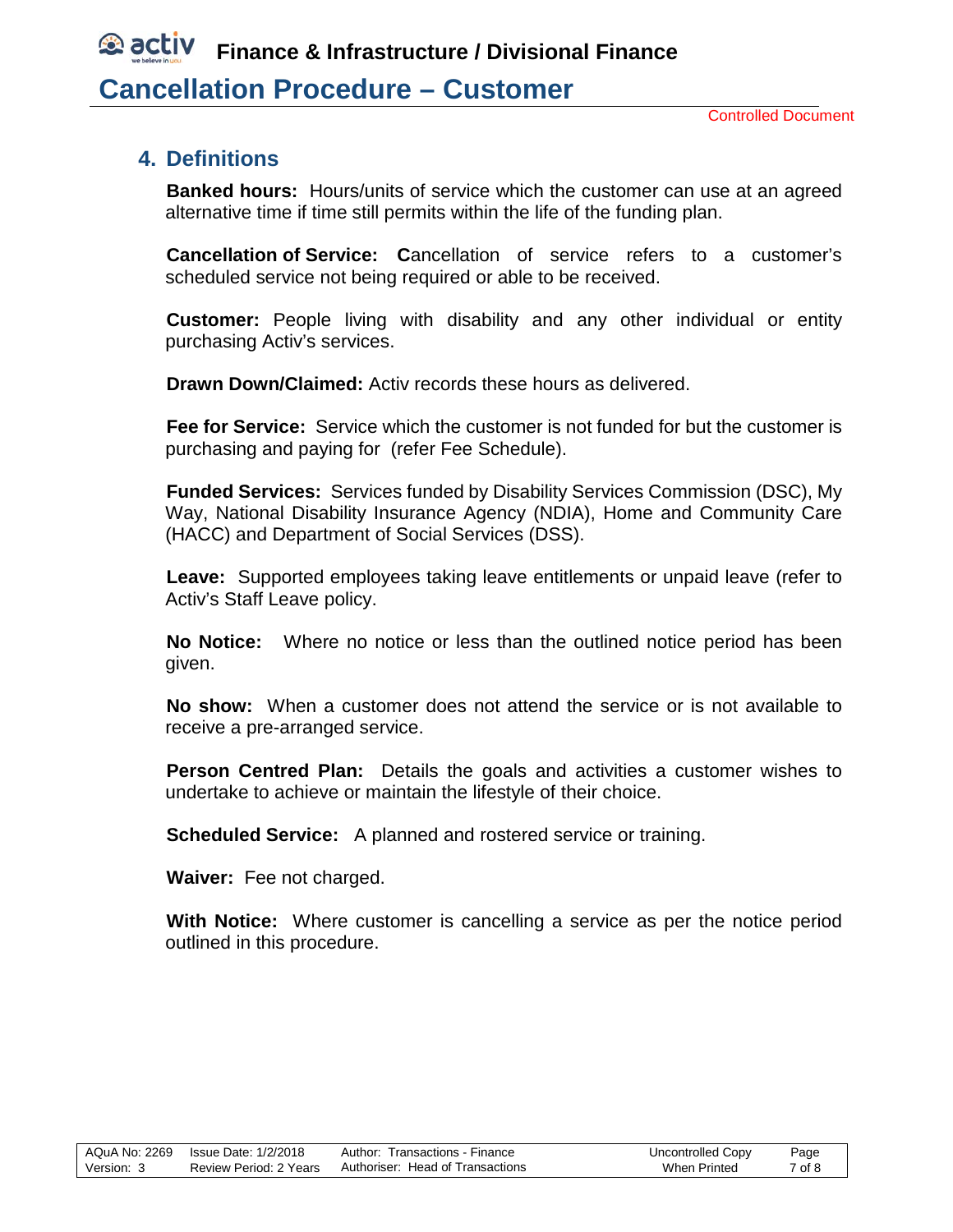## 4. Definitions

**Banked hours:** Hours/units of service which the customer can use at an agreed alternative time if time still permits within the life of the funding plan.

**Cancellation of Service:** **C**ancellation of service refers to a customer's scheduled service not being required or able to be received.

**Customer:** People living with disability and any other individual or entity purchasing Activ's services.

**Drawn Down/Claimed:** Activ records these hours as delivered.

**Fee for Service:** Service which the customer is not funded for but the customer is purchasing and paying for (refer Fee Schedule).

**Funded Services:** Services funded by Disability Services Commission (DSC), My Way, National Disability Insurance Agency (NDIA), Home and Community Care (HACC) and Department of Social Services (DSS).

**Leave:** Supported employees taking leave entitlements or unpaid leave (refer to Activ's Staff Leave policy.

**No Notice:** Where no notice or less than the outlined notice period has been given.

**No show:** When a customer does not attend the service or is not available to receive a pre-arranged service.

**Person Centred Plan:** Details the goals and activities a customer wishes to undertake to achieve or maintain the lifestyle of their choice.

**Scheduled Service:** A planned and rostered service or training.

**Waiver:** Fee not charged.

**With Notice:** Where customer is cancelling a service as per the notice period outlined in this procedure.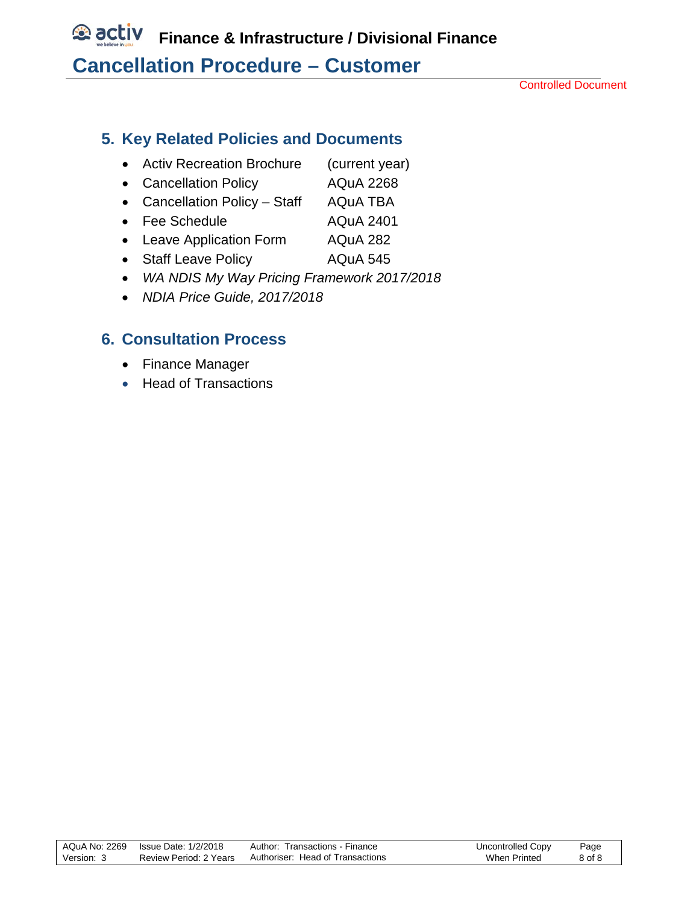## 5. Key Related Policies and Documents

| | |
|---|---|
| • Activ Recreation Brochure | (current year) |
| • Cancellation Policy | AQuA 2268 |
| • Cancellation Policy – Staff | AQuA TBA |
| • Fee Schedule | AQuA 2401 |
| • Leave Application Form | AQuA 282 |
| • Staff Leave Policy | AQuA 545 |

- *WA NDIS My Way Pricing Framework 2017/2018*
- *NDIA Price Guide, 2017/2018*

## 6. Consultation Process

- Finance Manager
- Head of Transactions